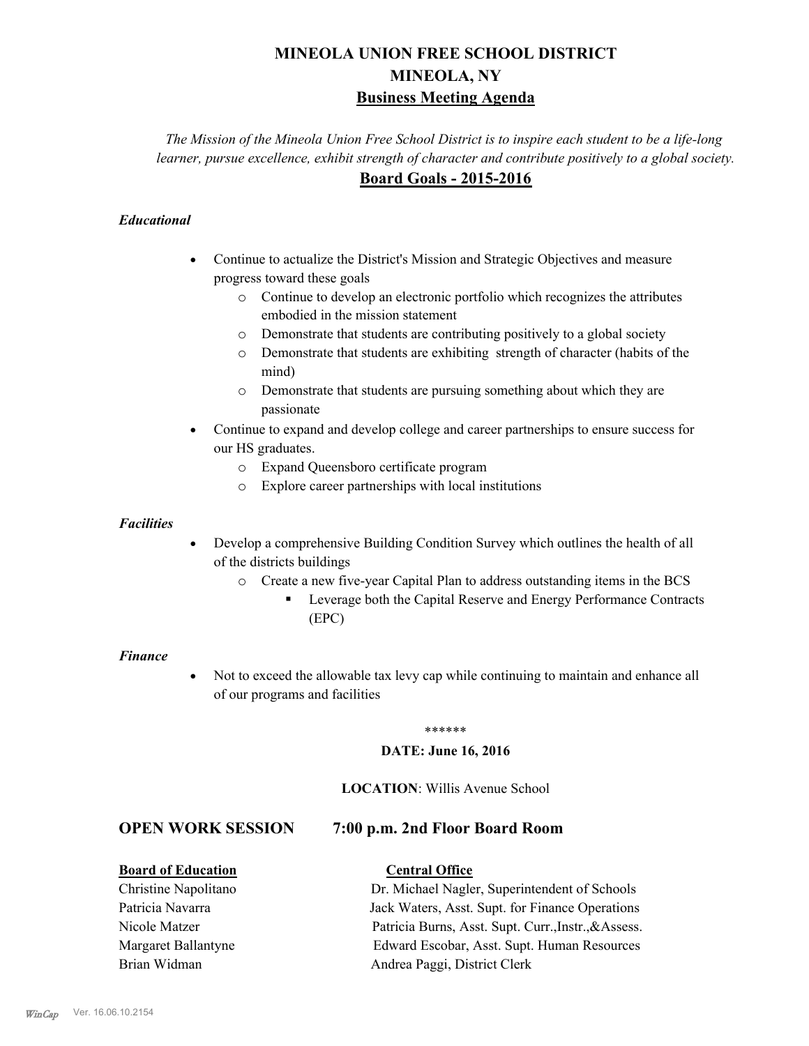# MINEOLA UNION FREE SCHOOL DISTRICT
# MINEOLA, NY
## Business Meeting Agenda

*The Mission of the Mineola Union Free School District is to inspire each student to be a life-long learner, pursue excellence, exhibit strength of character and contribute positively to a global society.*

## Board Goals - 2015-2016

### *Educational*

- Continue to actualize the District's Mission and Strategic Objectives and measure progress toward these goals
  - Continue to develop an electronic portfolio which recognizes the attributes embodied in the mission statement
  - Demonstrate that students are contributing positively to a global society
  - Demonstrate that students are exhibiting strength of character (habits of the mind)
  - Demonstrate that students are pursuing something about which they are passionate
- Continue to expand and develop college and career partnerships to ensure success for our HS graduates.
  - Expand Queensboro certificate program
  - Explore career partnerships with local institutions

### *Facilities*

- Develop a comprehensive Building Condition Survey which outlines the health of all of the districts buildings
  - Create a new five-year Capital Plan to address outstanding items in the BCS
    - Leverage both the Capital Reserve and Energy Performance Contracts (EPC)

### *Finance*

- Not to exceed the allowable tax levy cap while continuing to maintain and enhance all of our programs and facilities

******

**DATE: June 16, 2016**

**LOCATION**: Willis Avenue School

## OPEN WORK SESSION 7:00 p.m. 2nd Floor Board Room

| **Board of Education** | **Central Office** |
|---|---|
| Christine Napolitano | Dr. Michael Nagler, Superintendent of Schools |
| Patricia Navarra | Jack Waters, Asst. Supt. for Finance Operations |
| Nicole Matzer | Patricia Burns, Asst. Supt. Curr.,Instr.,&Assess. |
| Margaret Ballantyne | Edward Escobar, Asst. Supt. Human Resources |
| Brian Widman | Andrea Paggi, District Clerk |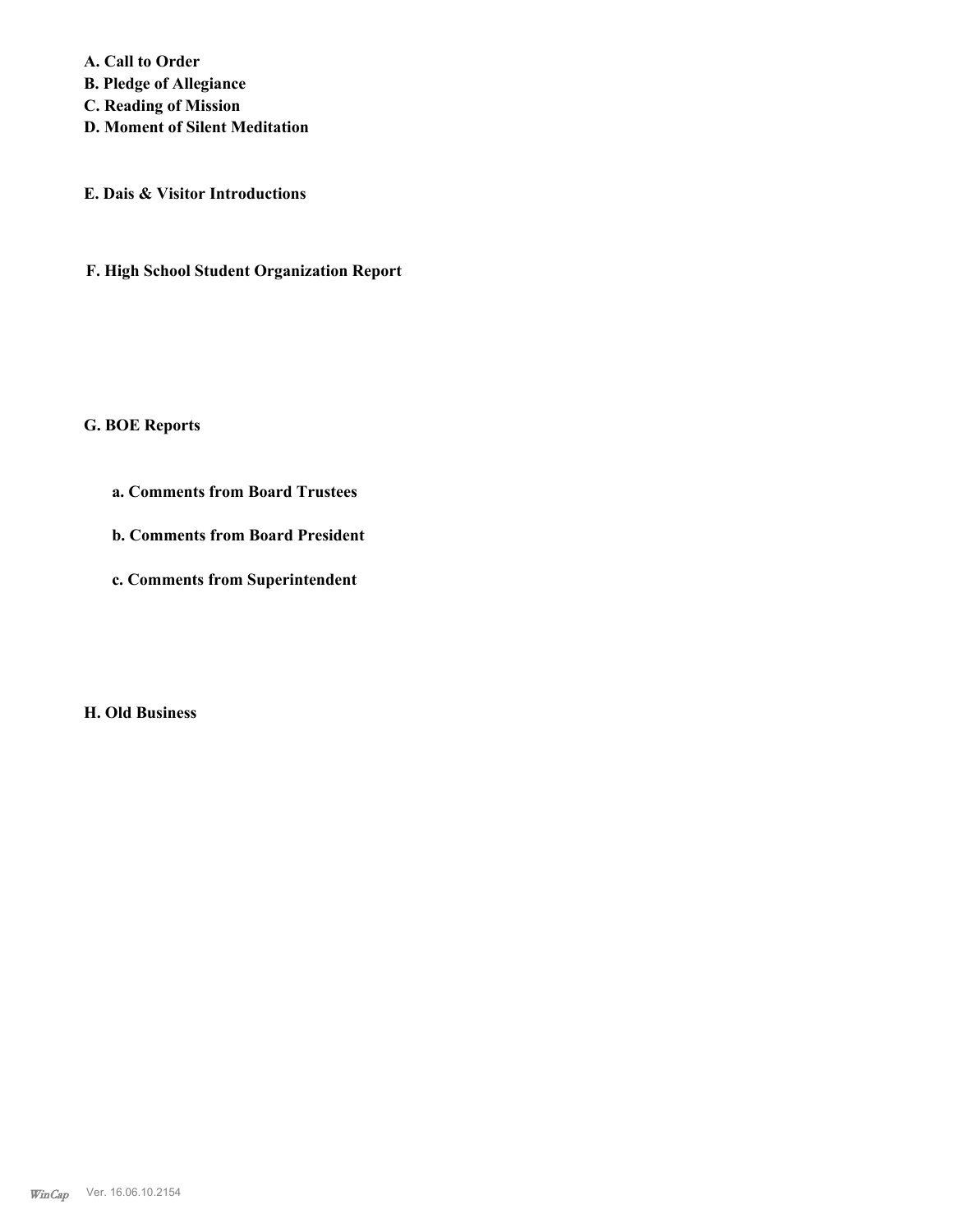**A. Call to Order**
**B. Pledge of Allegiance**
**C. Reading of Mission**
**D. Moment of Silent Meditation**

**E. Dais & Visitor Introductions**

**F. High School Student Organization Report**

**G. BOE Reports**

**a. Comments from Board Trustees**

**b. Comments from Board President**

**c. Comments from Superintendent**

**H. Old Business**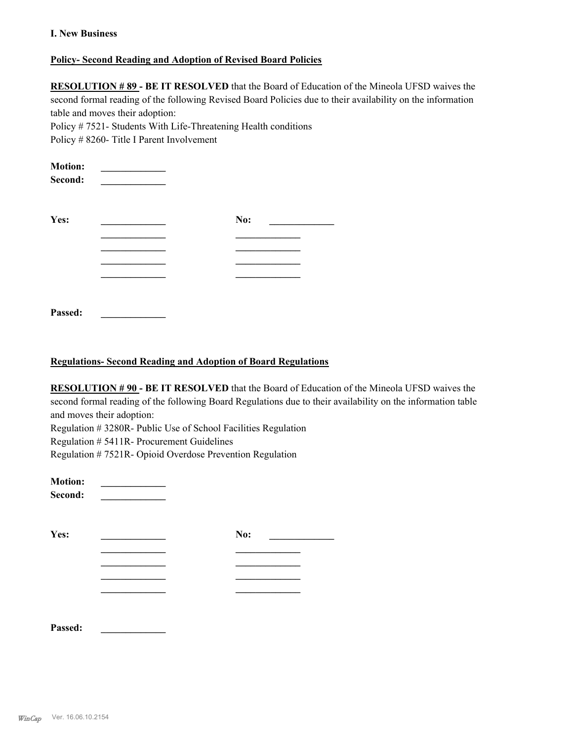**I. New Business**

**Policy- Second Reading and Adoption of Revised Board Policies**

**RESOLUTION # 89 - BE IT RESOLVED** that the Board of Education of the Mineola UFSD waives the second formal reading of the following Revised Board Policies due to their availability on the information table and moves their adoption:

Policy # 7521- Students With Life-Threatening Health conditions
Policy # 8260- Title I Parent Involvement

**Motion:** _____________
**Second:** _____________

**Yes:** _____________ **No:** _____________
_____________ _____________
_____________ _____________
_____________ _____________
_____________ _____________

**Passed:** _____________

**Regulations- Second Reading and Adoption of Board Regulations**

**RESOLUTION # 90 - BE IT RESOLVED** that the Board of Education of the Mineola UFSD waives the second formal reading of the following Board Regulations due to their availability on the information table and moves their adoption:

Regulation # 3280R- Public Use of School Facilities Regulation
Regulation # 5411R- Procurement Guidelines
Regulation # 7521R- Opioid Overdose Prevention Regulation

**Motion:** _____________
**Second:** _____________

**Yes:** _____________ **No:** _____________
_____________ _____________
_____________ _____________
_____________ _____________
_____________ _____________

**Passed:** _____________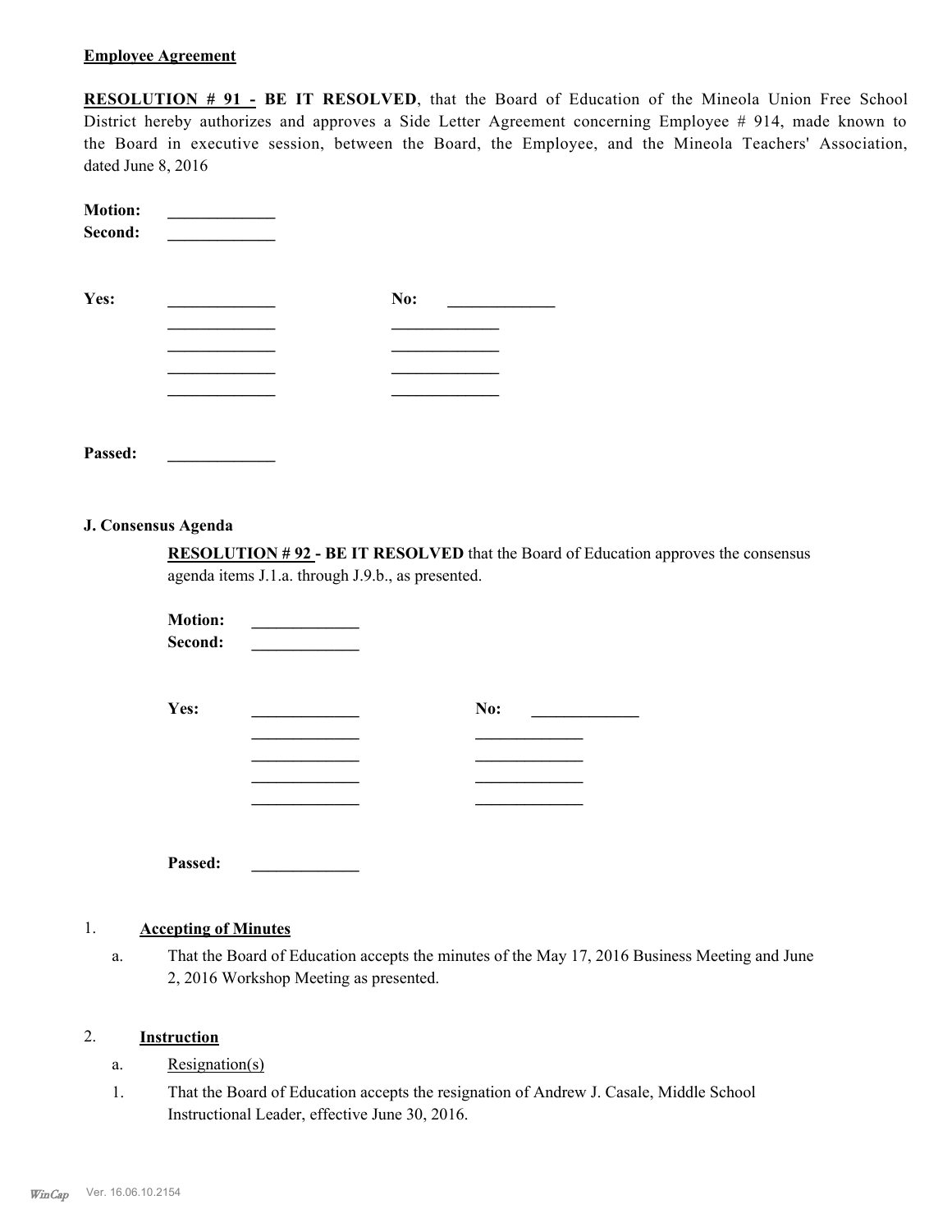**Employee Agreement**

**RESOLUTION # 91 - BE IT RESOLVED**, that the Board of Education of the Mineola Union Free School District hereby authorizes and approves a Side Letter Agreement concerning Employee # 914, made known to the Board in executive session, between the Board, the Employee, and the Mineola Teachers' Association, dated June 8, 2016

**Motion:** _____________
**Second:** _____________

| **Yes:** | _____________ | **No:** | _____________ |
|---|---|---|---|
| | _____________ | | _____________ |
| | _____________ | | _____________ |
| | _____________ | | _____________ |
| | _____________ | | _____________ |

**Passed:** _____________

**J. Consensus Agenda**

**RESOLUTION # 92 - BE IT RESOLVED** that the Board of Education approves the consensus agenda items J.1.a. through J.9.b., as presented.

**Motion:** _____________
**Second:** _____________

| **Yes:** | _____________ | **No:** | _____________ |
|---|---|---|---|
| | _____________ | | _____________ |
| | _____________ | | _____________ |
| | _____________ | | _____________ |
| | _____________ | | _____________ |

**Passed:** _____________

1. **Accepting of Minutes**

   a. That the Board of Education accepts the minutes of the May 17, 2016 Business Meeting and June 2, 2016 Workshop Meeting as presented.

2. **Instruction**

   a. Resignation(s)

   1. That the Board of Education accepts the resignation of Andrew J. Casale, Middle School Instructional Leader, effective June 30, 2016.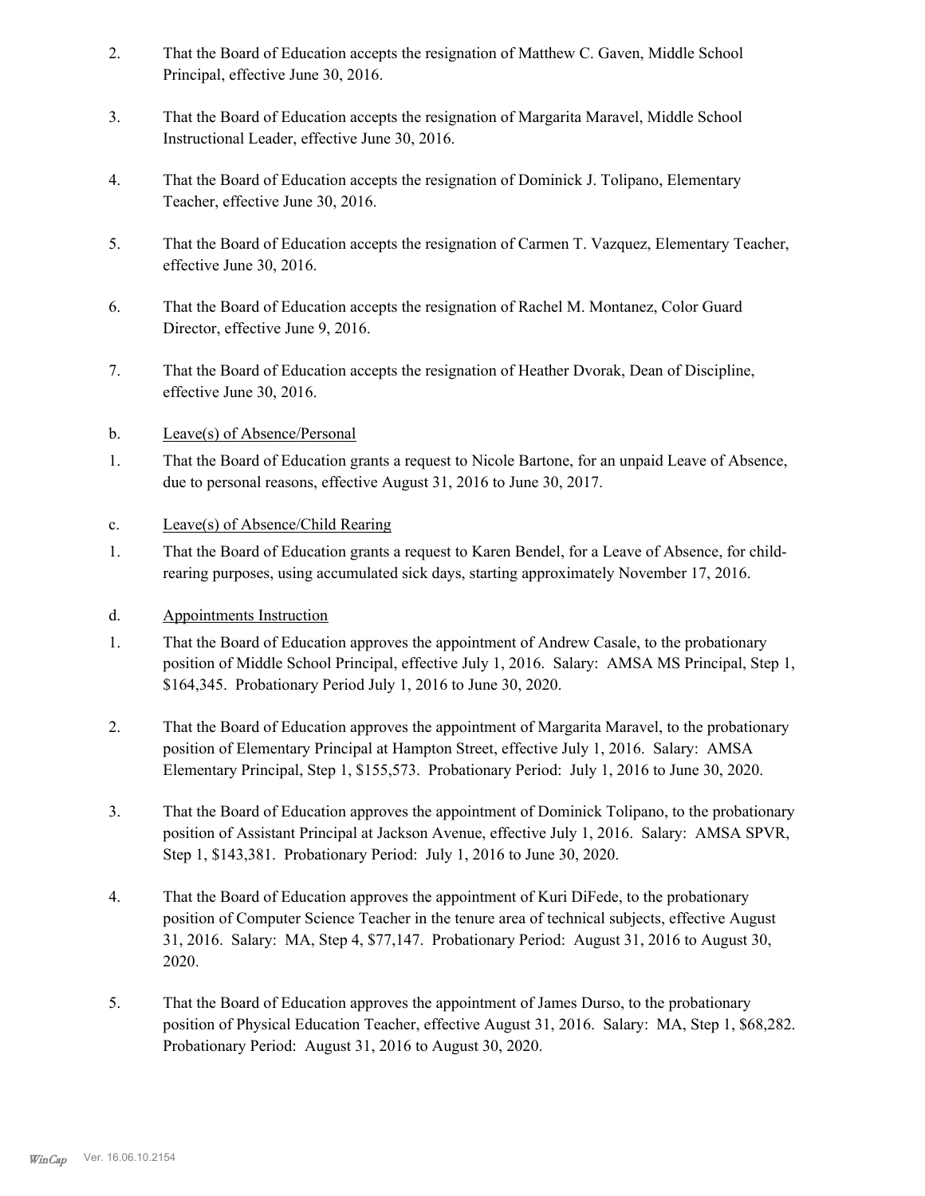2. That the Board of Education accepts the resignation of Matthew C. Gaven, Middle School Principal, effective June 30, 2016.

3. That the Board of Education accepts the resignation of Margarita Maravel, Middle School Instructional Leader, effective June 30, 2016.

4. That the Board of Education accepts the resignation of Dominick J. Tolipano, Elementary Teacher, effective June 30, 2016.

5. That the Board of Education accepts the resignation of Carmen T. Vazquez, Elementary Teacher, effective June 30, 2016.

6. That the Board of Education accepts the resignation of Rachel M. Montanez, Color Guard Director, effective June 9, 2016.

7. That the Board of Education accepts the resignation of Heather Dvorak, Dean of Discipline, effective June 30, 2016.

b. Leave(s) of Absence/Personal

1. That the Board of Education grants a request to Nicole Bartone, for an unpaid Leave of Absence, due to personal reasons, effective August 31, 2016 to June 30, 2017.

c. Leave(s) of Absence/Child Rearing

1. That the Board of Education grants a request to Karen Bendel, for a Leave of Absence, for child-rearing purposes, using accumulated sick days, starting approximately November 17, 2016.

d. Appointments Instruction

1. That the Board of Education approves the appointment of Andrew Casale, to the probationary position of Middle School Principal, effective July 1, 2016. Salary: AMSA MS Principal, Step 1, $164,345. Probationary Period July 1, 2016 to June 30, 2020.

2. That the Board of Education approves the appointment of Margarita Maravel, to the probationary position of Elementary Principal at Hampton Street, effective July 1, 2016. Salary: AMSA Elementary Principal, Step 1, $155,573. Probationary Period: July 1, 2016 to June 30, 2020.

3. That the Board of Education approves the appointment of Dominick Tolipano, to the probationary position of Assistant Principal at Jackson Avenue, effective July 1, 2016. Salary: AMSA SPVR, Step 1, $143,381. Probationary Period: July 1, 2016 to June 30, 2020.

4. That the Board of Education approves the appointment of Kuri DiFede, to the probationary position of Computer Science Teacher in the tenure area of technical subjects, effective August 31, 2016. Salary: MA, Step 4, $77,147. Probationary Period: August 31, 2016 to August 30, 2020.

5. That the Board of Education approves the appointment of James Durso, to the probationary position of Physical Education Teacher, effective August 31, 2016. Salary: MA, Step 1, $68,282. Probationary Period: August 31, 2016 to August 30, 2020.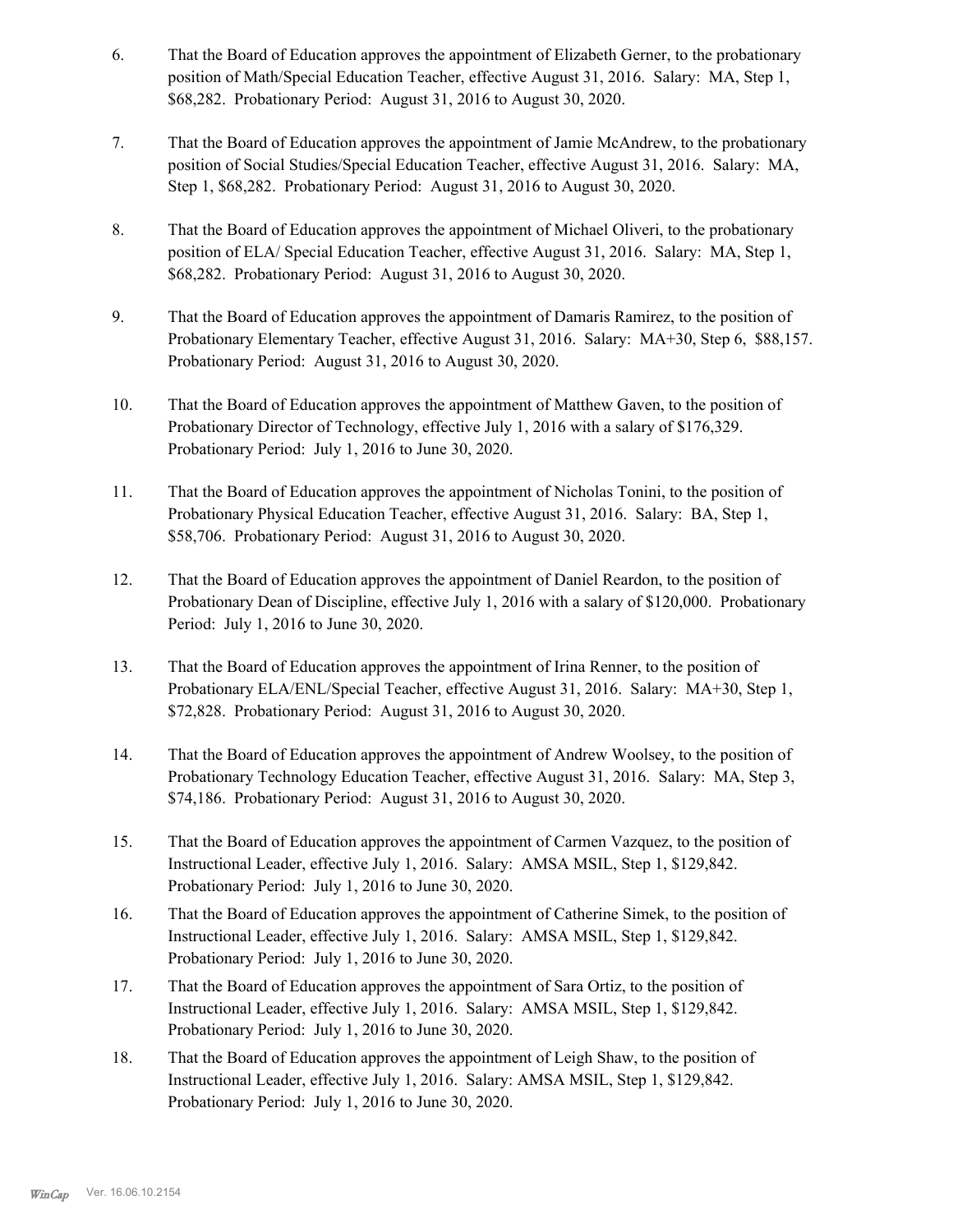6. That the Board of Education approves the appointment of Elizabeth Gerner, to the probationary position of Math/Special Education Teacher, effective August 31, 2016. Salary: MA, Step 1, $68,282. Probationary Period: August 31, 2016 to August 30, 2020.

7. That the Board of Education approves the appointment of Jamie McAndrew, to the probationary position of Social Studies/Special Education Teacher, effective August 31, 2016. Salary: MA, Step 1, $68,282. Probationary Period: August 31, 2016 to August 30, 2020.

8. That the Board of Education approves the appointment of Michael Oliveri, to the probationary position of ELA/ Special Education Teacher, effective August 31, 2016. Salary: MA, Step 1, $68,282. Probationary Period: August 31, 2016 to August 30, 2020.

9. That the Board of Education approves the appointment of Damaris Ramirez, to the position of Probationary Elementary Teacher, effective August 31, 2016. Salary: MA+30, Step 6, $88,157. Probationary Period: August 31, 2016 to August 30, 2020.

10. That the Board of Education approves the appointment of Matthew Gaven, to the position of Probationary Director of Technology, effective July 1, 2016 with a salary of $176,329. Probationary Period: July 1, 2016 to June 30, 2020.

11. That the Board of Education approves the appointment of Nicholas Tonini, to the position of Probationary Physical Education Teacher, effective August 31, 2016. Salary: BA, Step 1, $58,706. Probationary Period: August 31, 2016 to August 30, 2020.

12. That the Board of Education approves the appointment of Daniel Reardon, to the position of Probationary Dean of Discipline, effective July 1, 2016 with a salary of $120,000. Probationary Period: July 1, 2016 to June 30, 2020.

13. That the Board of Education approves the appointment of Irina Renner, to the position of Probationary ELA/ENL/Special Teacher, effective August 31, 2016. Salary: MA+30, Step 1, $72,828. Probationary Period: August 31, 2016 to August 30, 2020.

14. That the Board of Education approves the appointment of Andrew Woolsey, to the position of Probationary Technology Education Teacher, effective August 31, 2016. Salary: MA, Step 3, $74,186. Probationary Period: August 31, 2016 to August 30, 2020.

15. That the Board of Education approves the appointment of Carmen Vazquez, to the position of Instructional Leader, effective July 1, 2016. Salary: AMSA MSIL, Step 1, $129,842. Probationary Period: July 1, 2016 to June 30, 2020.

16. That the Board of Education approves the appointment of Catherine Simek, to the position of Instructional Leader, effective July 1, 2016. Salary: AMSA MSIL, Step 1, $129,842. Probationary Period: July 1, 2016 to June 30, 2020.

17. That the Board of Education approves the appointment of Sara Ortiz, to the position of Instructional Leader, effective July 1, 2016. Salary: AMSA MSIL, Step 1, $129,842. Probationary Period: July 1, 2016 to June 30, 2020.

18. That the Board of Education approves the appointment of Leigh Shaw, to the position of Instructional Leader, effective July 1, 2016. Salary: AMSA MSIL, Step 1, $129,842. Probationary Period: July 1, 2016 to June 30, 2020.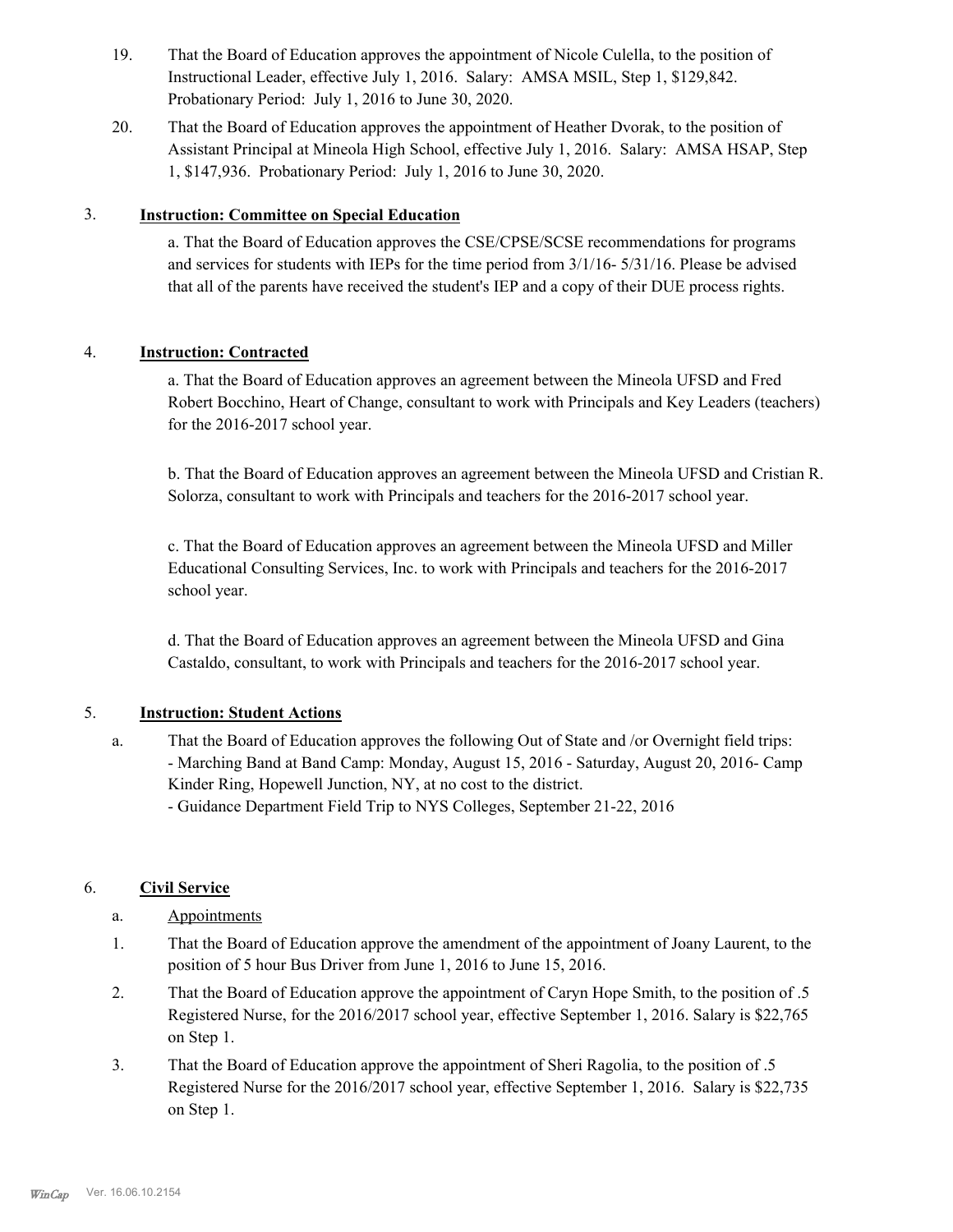19. That the Board of Education approves the appointment of Nicole Culella, to the position of Instructional Leader, effective July 1, 2016. Salary: AMSA MSIL, Step 1, $129,842. Probationary Period: July 1, 2016 to June 30, 2020.

20. That the Board of Education approves the appointment of Heather Dvorak, to the position of Assistant Principal at Mineola High School, effective July 1, 2016. Salary: AMSA HSAP, Step 1, $147,936. Probationary Period: July 1, 2016 to June 30, 2020.

3. **Instruction: Committee on Special Education**

a. That the Board of Education approves the CSE/CPSE/SCSE recommendations for programs and services for students with IEPs for the time period from 3/1/16- 5/31/16. Please be advised that all of the parents have received the student's IEP and a copy of their DUE process rights.

4. **Instruction: Contracted**

a. That the Board of Education approves an agreement between the Mineola UFSD and Fred Robert Bocchino, Heart of Change, consultant to work with Principals and Key Leaders (teachers) for the 2016-2017 school year.

b. That the Board of Education approves an agreement between the Mineola UFSD and Cristian R. Solorza, consultant to work with Principals and teachers for the 2016-2017 school year.

c. That the Board of Education approves an agreement between the Mineola UFSD and Miller Educational Consulting Services, Inc. to work with Principals and teachers for the 2016-2017 school year.

d. That the Board of Education approves an agreement between the Mineola UFSD and Gina Castaldo, consultant, to work with Principals and teachers for the 2016-2017 school year.

5. **Instruction: Student Actions**

a. That the Board of Education approves the following Out of State and /or Overnight field trips:
- Marching Band at Band Camp: Monday, August 15, 2016 - Saturday, August 20, 2016- Camp Kinder Ring, Hopewell Junction, NY, at no cost to the district.
- Guidance Department Field Trip to NYS Colleges, September 21-22, 2016

6. **Civil Service**

a. Appointments

1. That the Board of Education approve the amendment of the appointment of Joany Laurent, to the position of 5 hour Bus Driver from June 1, 2016 to June 15, 2016.
2. That the Board of Education approve the appointment of Caryn Hope Smith, to the position of .5 Registered Nurse, for the 2016/2017 school year, effective September 1, 2016. Salary is $22,765 on Step 1.
3. That the Board of Education approve the appointment of Sheri Ragolia, to the position of .5 Registered Nurse for the 2016/2017 school year, effective September 1, 2016. Salary is $22,735 on Step 1.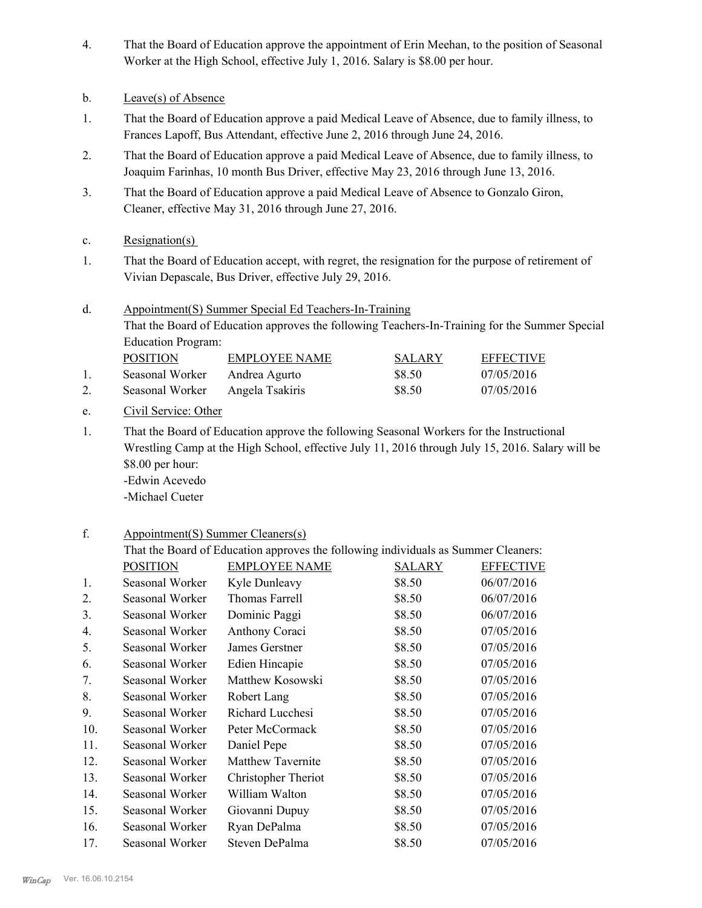4. That the Board of Education approve the appointment of Erin Meehan, to the position of Seasonal Worker at the High School, effective July 1, 2016. Salary is $8.00 per hour.

b. Leave(s) of Absence

1. That the Board of Education approve a paid Medical Leave of Absence, due to family illness, to Frances Lapoff, Bus Attendant, effective June 2, 2016 through June 24, 2016.

2. That the Board of Education approve a paid Medical Leave of Absence, due to family illness, to Joaquim Farinhas, 10 month Bus Driver, effective May 23, 2016 through June 13, 2016.

3. That the Board of Education approve a paid Medical Leave of Absence to Gonzalo Giron, Cleaner, effective May 31, 2016 through June 27, 2016.

c. Resignation(s)

1. That the Board of Education accept, with regret, the resignation for the purpose of retirement of Vivian Depascale, Bus Driver, effective July 29, 2016.

d. Appointment(S) Summer Special Ed Teachers-In-Training

That the Board of Education approves the following Teachers-In-Training for the Summer Special Education Program:

| | POSITION | EMPLOYEE NAME | SALARY | EFFECTIVE |
|---|---|---|---|---|
| 1. | Seasonal Worker | Andrea Agurto | $8.50 | 07/05/2016 |
| 2. | Seasonal Worker | Angela Tsakiris | $8.50 | 07/05/2016 |

e. Civil Service: Other

1. That the Board of Education approve the following Seasonal Workers for the Instructional Wrestling Camp at the High School, effective July 11, 2016 through July 15, 2016. Salary will be $8.00 per hour:
-Edwin Acevedo
-Michael Cueter

f. Appointment(S) Summer Cleaners(s)

That the Board of Education approves the following individuals as Summer Cleaners:

| | POSITION | EMPLOYEE NAME | SALARY | EFFECTIVE |
|---|---|---|---|---|
| 1. | Seasonal Worker | Kyle Dunleavy | $8.50 | 06/07/2016 |
| 2. | Seasonal Worker | Thomas Farrell | $8.50 | 06/07/2016 |
| 3. | Seasonal Worker | Dominic Paggi | $8.50 | 06/07/2016 |
| 4. | Seasonal Worker | Anthony Coraci | $8.50 | 07/05/2016 |
| 5. | Seasonal Worker | James Gerstner | $8.50 | 07/05/2016 |
| 6. | Seasonal Worker | Edien Hincapie | $8.50 | 07/05/2016 |
| 7. | Seasonal Worker | Matthew Kosowski | $8.50 | 07/05/2016 |
| 8. | Seasonal Worker | Robert Lang | $8.50 | 07/05/2016 |
| 9. | Seasonal Worker | Richard Lucchesi | $8.50 | 07/05/2016 |
| 10. | Seasonal Worker | Peter McCormack | $8.50 | 07/05/2016 |
| 11. | Seasonal Worker | Daniel Pepe | $8.50 | 07/05/2016 |
| 12. | Seasonal Worker | Matthew Tavernite | $8.50 | 07/05/2016 |
| 13. | Seasonal Worker | Christopher Theriot | $8.50 | 07/05/2016 |
| 14. | Seasonal Worker | William Walton | $8.50 | 07/05/2016 |
| 15. | Seasonal Worker | Giovanni Dupuy | $8.50 | 07/05/2016 |
| 16. | Seasonal Worker | Ryan DePalma | $8.50 | 07/05/2016 |
| 17. | Seasonal Worker | Steven DePalma | $8.50 | 07/05/2016 |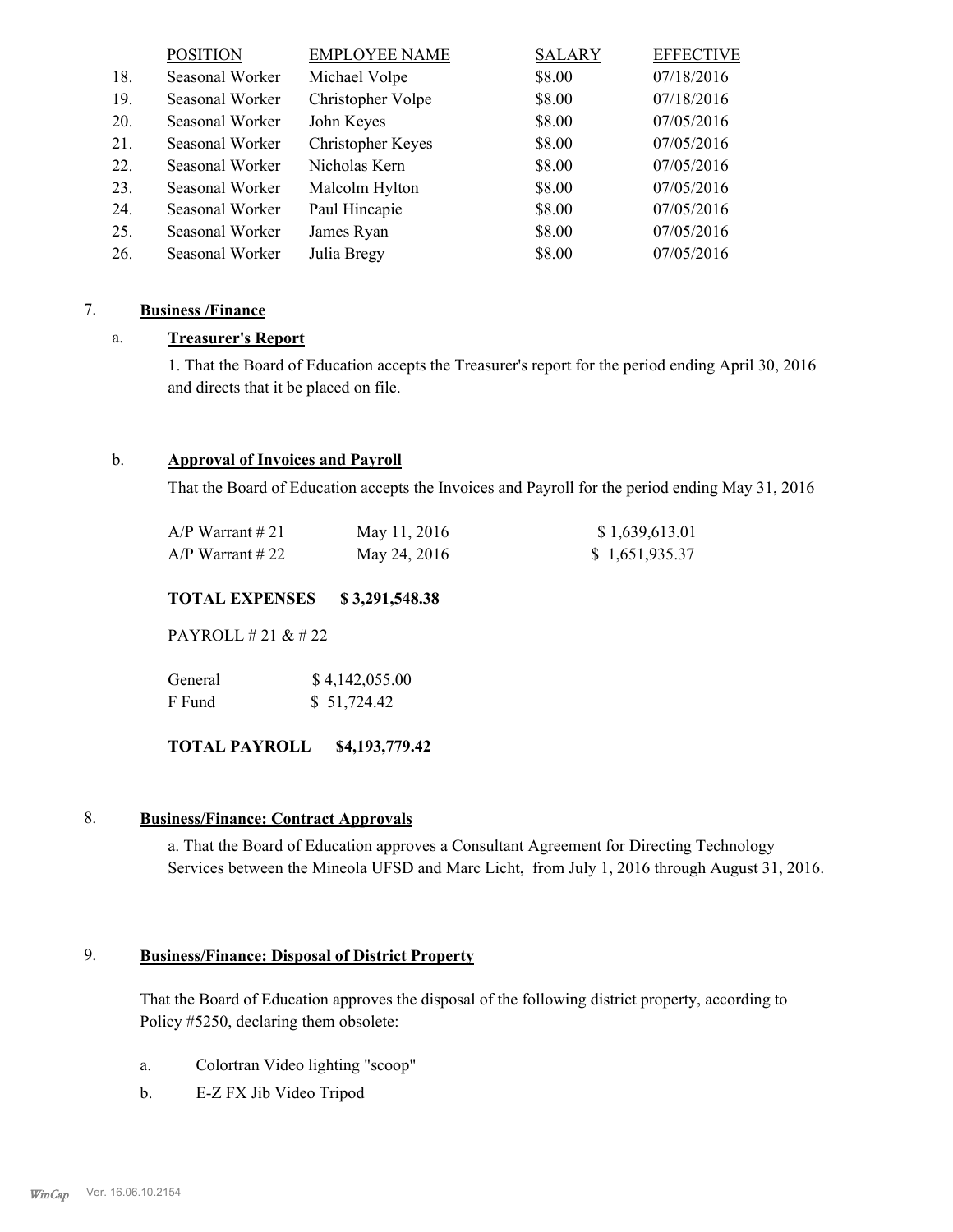| | POSITION | EMPLOYEE NAME | SALARY | EFFECTIVE |
|---|---|---|---|---|
| 18. | Seasonal Worker | Michael Volpe | $8.00 | 07/18/2016 |
| 19. | Seasonal Worker | Christopher Volpe | $8.00 | 07/18/2016 |
| 20. | Seasonal Worker | John Keyes | $8.00 | 07/05/2016 |
| 21. | Seasonal Worker | Christopher Keyes | $8.00 | 07/05/2016 |
| 22. | Seasonal Worker | Nicholas Kern | $8.00 | 07/05/2016 |
| 23. | Seasonal Worker | Malcolm Hylton | $8.00 | 07/05/2016 |
| 24. | Seasonal Worker | Paul Hincapie | $8.00 | 07/05/2016 |
| 25. | Seasonal Worker | James Ryan | $8.00 | 07/05/2016 |
| 26. | Seasonal Worker | Julia Bregy | $8.00 | 07/05/2016 |

## 7. Business /Finance

### a. Treasurer's Report

1. That the Board of Education accepts the Treasurer's report for the period ending April 30, 2016 and directs that it be placed on file.

### b. Approval of Invoices and Payroll

That the Board of Education accepts the Invoices and Payroll for the period ending May 31, 2016

| | | |
|---|---|---|
| A/P Warrant # 21 | May 11, 2016 | $ 1,639,613.01 |
| A/P Warrant # 22 | May 24, 2016 | $ 1,651,935.37 |

**TOTAL EXPENSES $ 3,291,548.38**

PAYROLL # 21 & # 22

| | |
|---|---|
| General | $ 4,142,055.00 |
| F Fund | $ 51,724.42 |

**TOTAL PAYROLL $4,193,779.42**

## 8. Business/Finance: Contract Approvals

a. That the Board of Education approves a Consultant Agreement for Directing Technology Services between the Mineola UFSD and Marc Licht, from July 1, 2016 through August 31, 2016.

## 9. Business/Finance: Disposal of District Property

That the Board of Education approves the disposal of the following district property, according to Policy #5250, declaring them obsolete:

a. Colortran Video lighting "scoop"

b. E-Z FX Jib Video Tripod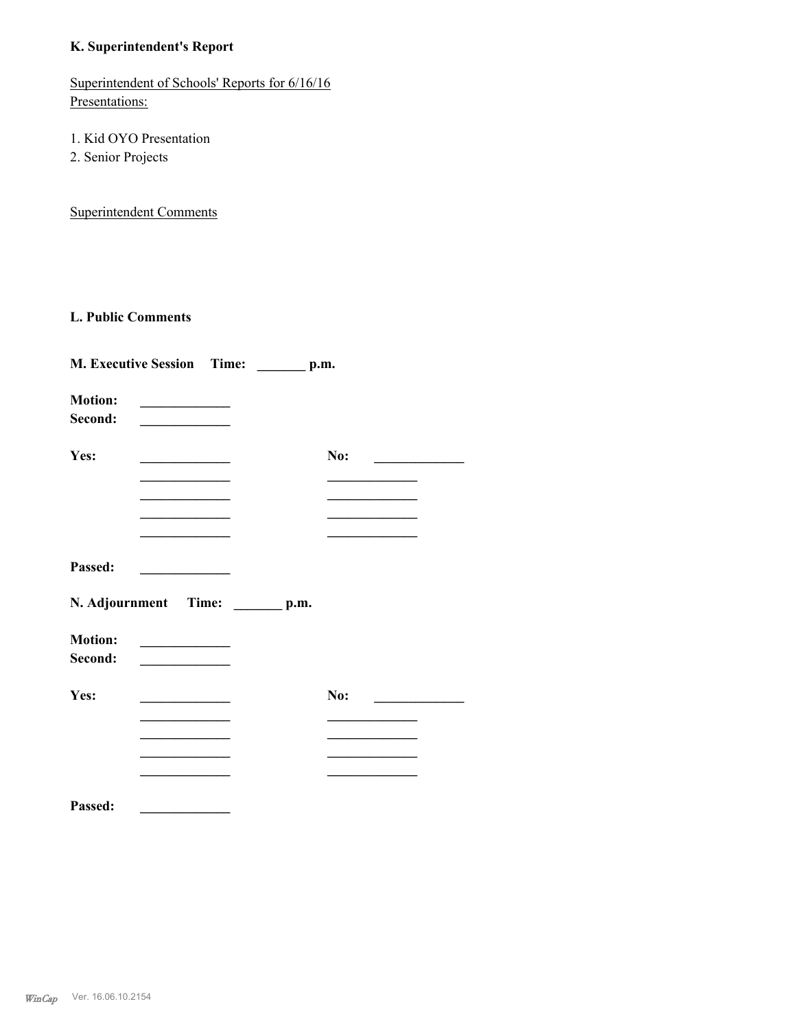**K. Superintendent's Report**

Superintendent of Schools' Reports for 6/16/16
Presentations:

1. Kid OYO Presentation
2. Senior Projects

Superintendent Comments

**L. Public Comments**

**M. Executive Session Time: _______ p.m.**

**Motion:** _____________
**Second:** _____________

**Yes:** _____________ **No:** _____________
_____________ _____________
_____________ _____________
_____________ _____________
_____________ _____________

**Passed:** _____________

**N. Adjournment Time: _______ p.m.**

**Motion:** _____________
**Second:** _____________

**Yes:** _____________ **No:** _____________
_____________ _____________
_____________ _____________
_____________ _____________
_____________ _____________

**Passed:** _____________